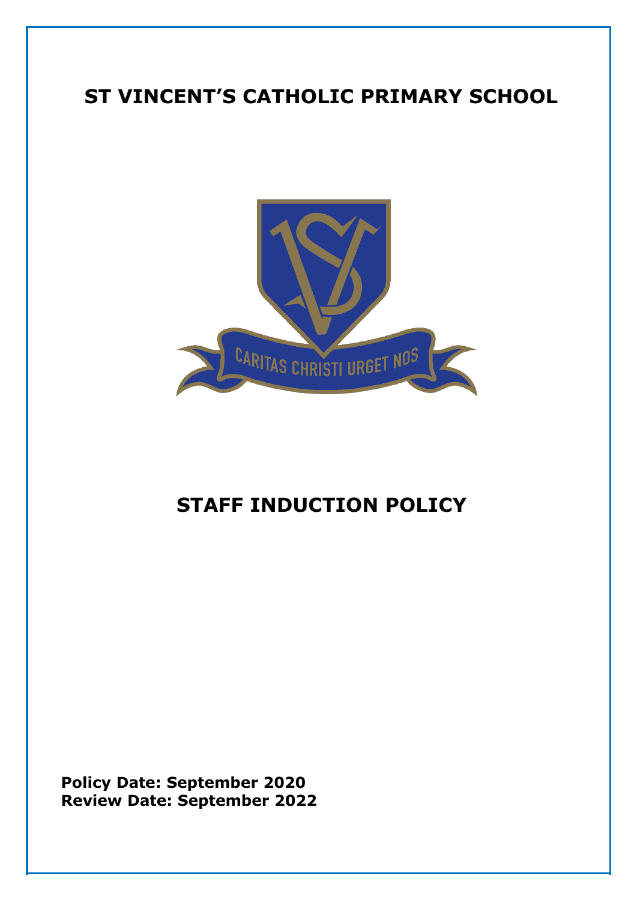# ST VINCENT'S CATHOLIC PRIMARY SCHOOL

CARITAS CHRISTI URGET NOS

# STAFF INDUCTION POLICY

**Policy Date: September 2020**
**Review Date: September 2022**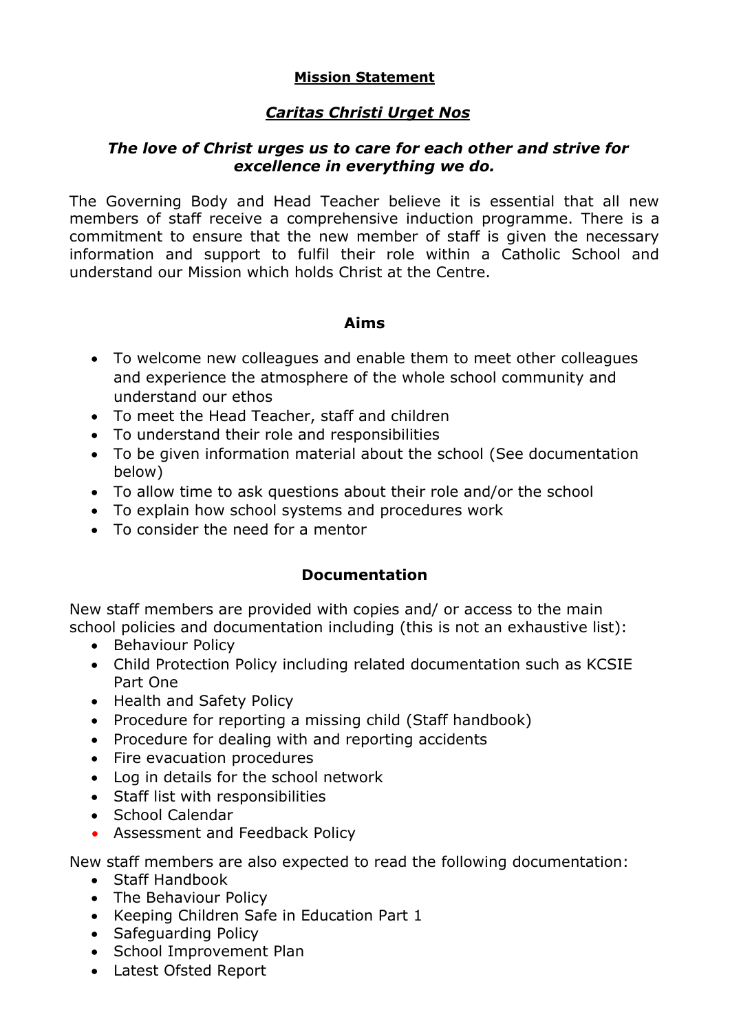## Mission Statement

### *Caritas Christi Urget Nos*

***The love of Christ urges us to care for each other and strive for excellence in everything we do.***

The Governing Body and Head Teacher believe it is essential that all new members of staff receive a comprehensive induction programme. There is a commitment to ensure that the new member of staff is given the necessary information and support to fulfil their role within a Catholic School and understand our Mission which holds Christ at the Centre.

## Aims

- To welcome new colleagues and enable them to meet other colleagues and experience the atmosphere of the whole school community and understand our ethos
- To meet the Head Teacher, staff and children
- To understand their role and responsibilities
- To be given information material about the school (See documentation below)
- To allow time to ask questions about their role and/or the school
- To explain how school systems and procedures work
- To consider the need for a mentor

## Documentation

New staff members are provided with copies and/ or access to the main school policies and documentation including (this is not an exhaustive list):

- Behaviour Policy
- Child Protection Policy including related documentation such as KCSIE Part One
- Health and Safety Policy
- Procedure for reporting a missing child (Staff handbook)
- Procedure for dealing with and reporting accidents
- Fire evacuation procedures
- Log in details for the school network
- Staff list with responsibilities
- School Calendar
- Assessment and Feedback Policy

New staff members are also expected to read the following documentation:

- Staff Handbook
- The Behaviour Policy
- Keeping Children Safe in Education Part 1
- Safeguarding Policy
- School Improvement Plan
- Latest Ofsted Report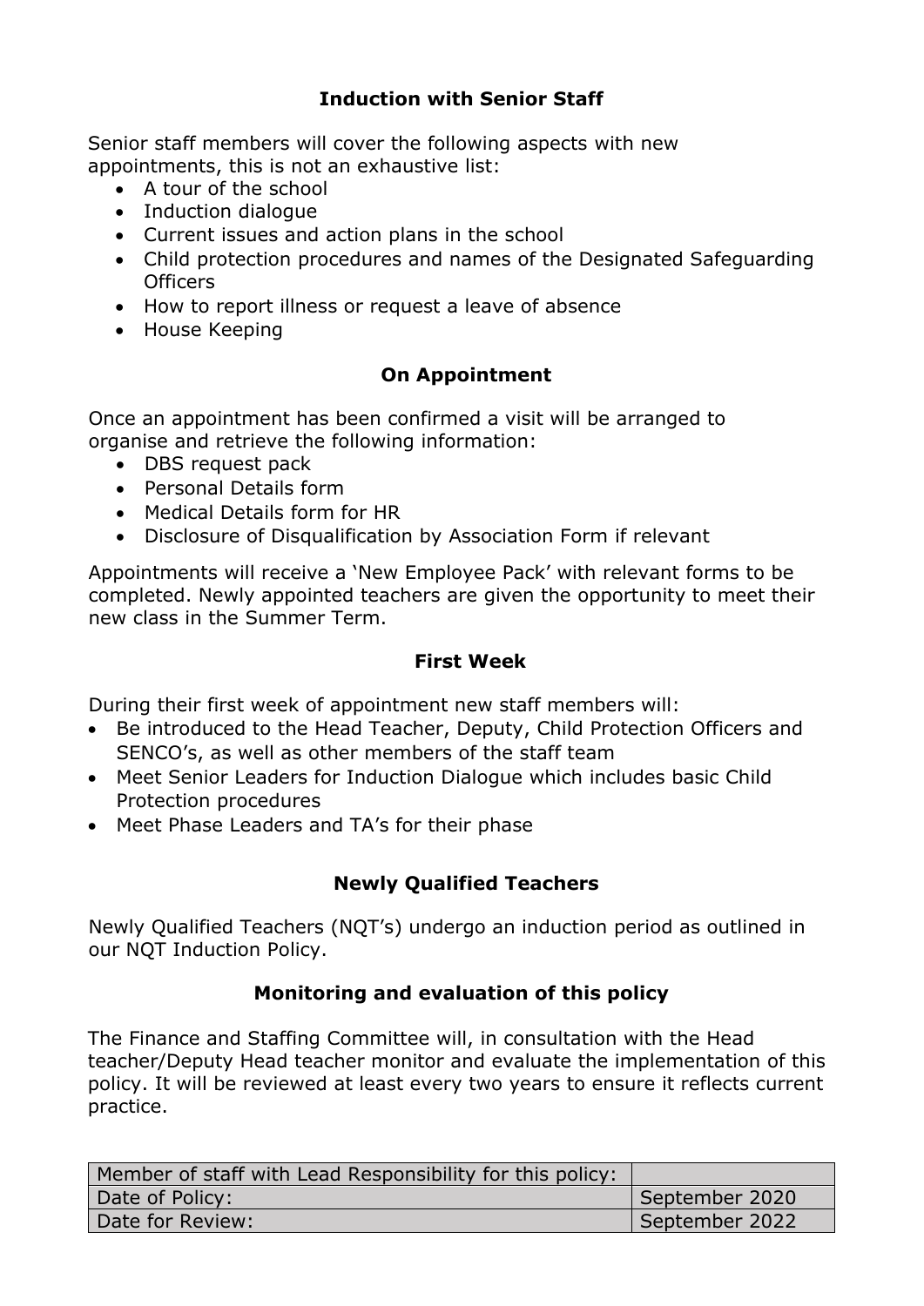## Induction with Senior Staff

Senior staff members will cover the following aspects with new appointments, this is not an exhaustive list:

- A tour of the school
- Induction dialogue
- Current issues and action plans in the school
- Child protection procedures and names of the Designated Safeguarding Officers
- How to report illness or request a leave of absence
- House Keeping

## On Appointment

Once an appointment has been confirmed a visit will be arranged to organise and retrieve the following information:

- DBS request pack
- Personal Details form
- Medical Details form for HR
- Disclosure of Disqualification by Association Form if relevant

Appointments will receive a 'New Employee Pack' with relevant forms to be completed. Newly appointed teachers are given the opportunity to meet their new class in the Summer Term.

## First Week

During their first week of appointment new staff members will:

- Be introduced to the Head Teacher, Deputy, Child Protection Officers and SENCO's, as well as other members of the staff team
- Meet Senior Leaders for Induction Dialogue which includes basic Child Protection procedures
- Meet Phase Leaders and TA's for their phase

## Newly Qualified Teachers

Newly Qualified Teachers (NQT's) undergo an induction period as outlined in our NQT Induction Policy.

## Monitoring and evaluation of this policy

The Finance and Staffing Committee will, in consultation with the Head teacher/Deputy Head teacher monitor and evaluate the implementation of this policy. It will be reviewed at least every two years to ensure it reflects current practice.

| | |
|---|---|
| Member of staff with Lead Responsibility for this policy: | |
| Date of Policy: | September 2020 |
| Date for Review: | September 2022 |